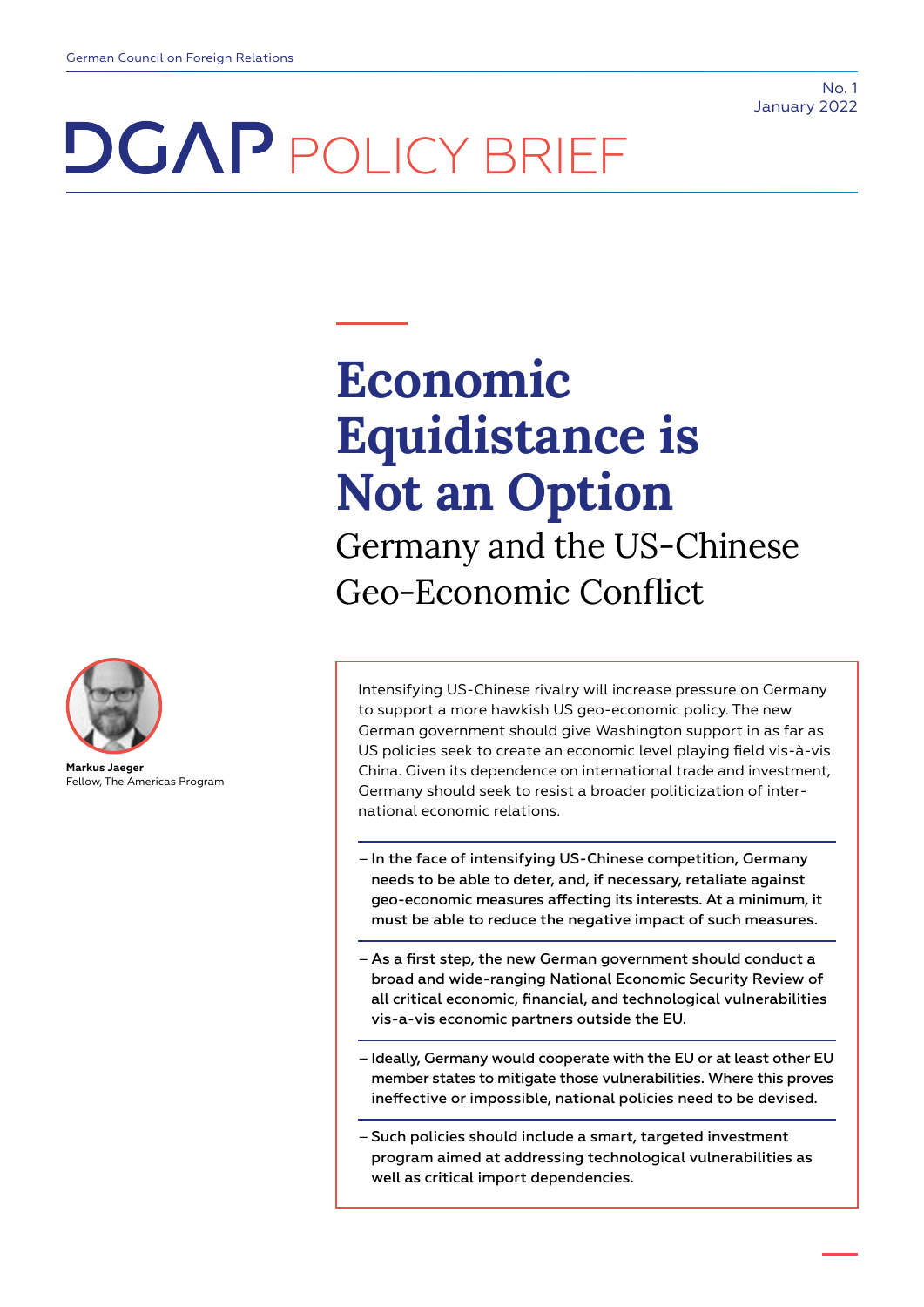German Council on Foreign Relations

No. 1
January 2022

DGAP POLICY BRIEF

# Economic Equidistance is Not an Option

## Germany and the US-Chinese Geo-Economic Conflict

**Markus Jaeger**
Fellow, The Americas Program

Intensifying US-Chinese rivalry will increase pressure on Germany to support a more hawkish US geo-economic policy. The new German government should give Washington support in as far as US policies seek to create an economic level playing field vis-à-vis China. Given its dependence on international trade and investment, Germany should seek to resist a broader politicization of international economic relations.

- In the face of intensifying US-Chinese competition, Germany needs to be able to deter, and, if necessary, retaliate against geo-economic measures affecting its interests. At a minimum, it must be able to reduce the negative impact of such measures.
- As a first step, the new German government should conduct a broad and wide-ranging National Economic Security Review of all critical economic, financial, and technological vulnerabilities vis-a-vis economic partners outside the EU.
- Ideally, Germany would cooperate with the EU or at least other EU member states to mitigate those vulnerabilities. Where this proves ineffective or impossible, national policies need to be devised.
- Such policies should include a smart, targeted investment program aimed at addressing technological vulnerabilities as well as critical import dependencies.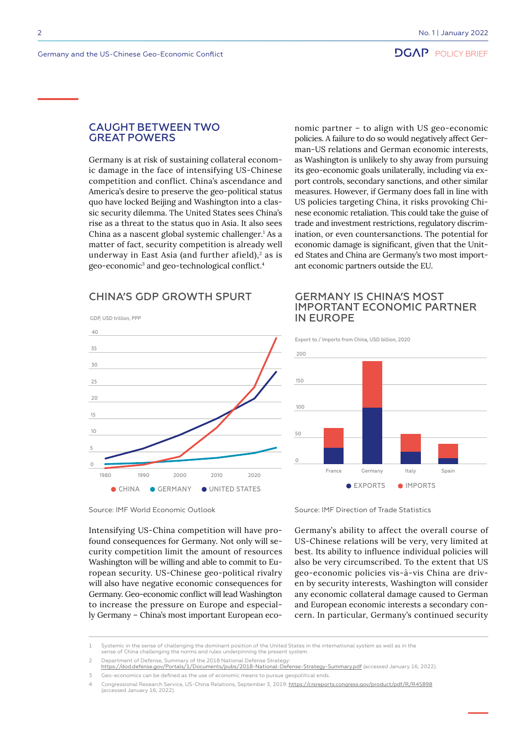## CAUGHT BETWEEN TWO GREAT POWERS

Germany is at risk of sustaining collateral economic damage in the face of intensifying US-Chinese competition and conflict. China's ascendance and America's desire to preserve the geo-political status quo have locked Beijing and Washington into a classic security dilemma. The United States sees China's rise as a threat to the status quo in Asia. It also sees China as a nascent global systemic challenger.[1] As a matter of fact, security competition is already well underway in East Asia (and further afield),[2] as is geo-economic[3] and geo-technological conflict.[4]

### CHINA'S GDP GROWTH SPURT

GDP, USD trillion, PPP

CHINA · GERMANY · UNITED STATES

Source: IMF World Economic Outlook

Intensifying US-China competition will have profound consequences for Germany. Not only will security competition limit the amount of resources Washington will be willing and able to commit to European security. US-Chinese geo-political rivalry will also have negative economic consequences for Germany. Geo-economic conflict will lead Washington to increase the pressure on Europe and especially Germany – China's most important European economic partner – to align with US geo-economic policies. A failure to do so would negatively affect German-US relations and German economic interests, as Washington is unlikely to shy away from pursuing its geo-economic goals unilaterally, including via export controls, secondary sanctions, and other similar measures. However, if Germany does fall in line with US policies targeting China, it risks provoking Chinese economic retaliation. This could take the guise of trade and investment restrictions, regulatory discrimination, or even countersanctions. The potential for economic damage is significant, given that the United States and China are Germany's two most important economic partners outside the EU.

### GERMANY IS CHINA'S MOST IMPORTANT ECONOMIC PARTNER IN EUROPE

Export to / Imports from China, USD billion, 2020

EXPORTS · IMPORTS

Source: IMF Direction of Trade Statistics

Germany's ability to affect the overall course of US-Chinese relations will be very, very limited at best. Its ability to influence individual policies will also be very circumscribed. To the extent that US geo-economic policies vis-à-vis China are driven by security interests, Washington will consider any economic collateral damage caused to German and European economic interests a secondary concern. In particular, Germany's continued security

---

1 Systemic in the sense of challenging the dominant position of the United States in the international system as well as in the sense of China challenging the norms and rules underpinning the present system.

2 Department of Defense, Summary of the 2018 National Defense Strategy: https://dod.defense.gov/Portals/1/Documents/pubs/2018-National-Defense-Strategy-Summary.pdf (accessed January 16, 2022).

3 Geo-economics can be defined as the use of economic means to pursue geopolitical ends.

4 Congressional Research Service, US-China Relations, September 3, 2019: https://crsreports.congress.gov/product/pdf/R/R45898 (accessed January 16, 2022).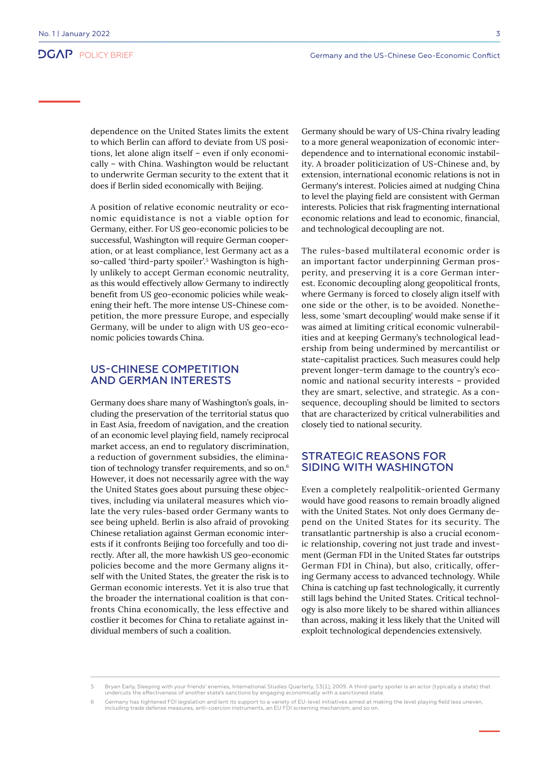dependence on the United States limits the extent to which Berlin can afford to deviate from US positions, let alone align itself – even if only economically – with China. Washington would be reluctant to underwrite German security to the extent that it does if Berlin sided economically with Beijing.

A position of relative economic neutrality or economic equidistance is not a viable option for Germany, either. For US geo-economic policies to be successful, Washington will require German cooperation, or at least compliance, lest Germany act as a so-called 'third-party spoiler'.[5] Washington is highly unlikely to accept German economic neutrality, as this would effectively allow Germany to indirectly benefit from US geo-economic policies while weakening their heft. The more intense US-Chinese competition, the more pressure Europe, and especially Germany, will be under to align with US geo-economic policies towards China.

## US-CHINESE COMPETITION AND GERMAN INTERESTS

Germany does share many of Washington's goals, including the preservation of the territorial status quo in East Asia, freedom of navigation, and the creation of an economic level playing field, namely reciprocal market access, an end to regulatory discrimination, a reduction of government subsidies, the elimination of technology transfer requirements, and so on.[6] However, it does not necessarily agree with the way the United States goes about pursuing these objectives, including via unilateral measures which violate the very rules-based order Germany wants to see being upheld. Berlin is also afraid of provoking Chinese retaliation against German economic interests if it confronts Beijing too forcefully and too directly. After all, the more hawkish US geo-economic policies become and the more Germany aligns itself with the United States, the greater the risk is to German economic interests. Yet it is also true that the broader the international coalition is that confronts China economically, the less effective and costlier it becomes for China to retaliate against individual members of such a coalition.

Germany should be wary of US-China rivalry leading to a more general weaponization of economic interdependence and to international economic instability. A broader politicization of US-Chinese and, by extension, international economic relations is not in Germany's interest. Policies aimed at nudging China to level the playing field are consistent with German interests. Policies that risk fragmenting international economic relations and lead to economic, financial, and technological decoupling are not.

The rules-based multilateral economic order is an important factor underpinning German prosperity, and preserving it is a core German interest. Economic decoupling along geopolitical fronts, where Germany is forced to closely align itself with one side or the other, is to be avoided. Nonetheless, some 'smart decoupling' would make sense if it was aimed at limiting critical economic vulnerabilities and at keeping Germany's technological leadership from being undermined by mercantilist or state-capitalist practices. Such measures could help prevent longer-term damage to the country's economic and national security interests – provided they are smart, selective, and strategic. As a consequence, decoupling should be limited to sectors that are characterized by critical vulnerabilities and closely tied to national security.

## STRATEGIC REASONS FOR SIDING WITH WASHINGTON

Even a completely realpolitik-oriented Germany would have good reasons to remain broadly aligned with the United States. Not only does Germany depend on the United States for its security. The transatlantic partnership is also a crucial economic relationship, covering not just trade and investment (German FDI in the United States far outstrips German FDI in China), but also, critically, offering Germany access to advanced technology. While China is catching up fast technologically, it currently still lags behind the United States. Critical technology is also more likely to be shared within alliances than across, making it less likely that the United will exploit technological dependencies extensively.

---

5 Bryan Early, Sleeping with your friends' enemies, International Studies Quarterly, 53(1), 2009. A third-party spoiler is an actor (typically a state) that undercuts the effectiveness of another state's sanctions by engaging economically with a sanctioned state.

6 Germany has tightened FDI legislation and lent its support to a variety of EU-level initiatives aimed at making the level playing field less uneven, including trade defense measures, anti-coercion instruments, an EU FDI screening mechanism, and so on.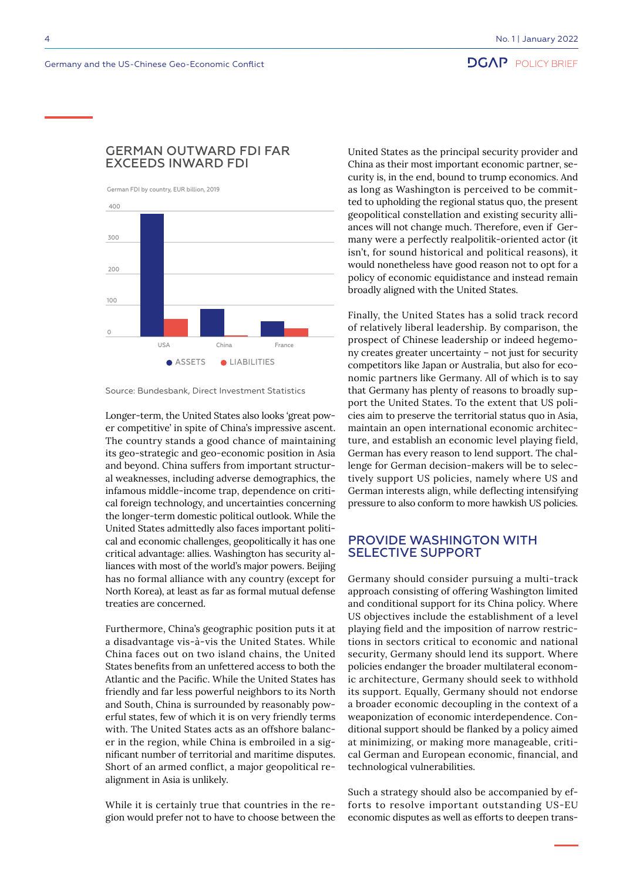## GERMAN OUTWARD FDI FAR EXCEEDS INWARD FDI

German FDI by country, EUR billion, 2019

● ASSETS ● LIABILITIES

Source: Bundesbank, Direct Investment Statistics

Longer-term, the United States also looks 'great power competitive' in spite of China's impressive ascent. The country stands a good chance of maintaining its geo-strategic and geo-economic position in Asia and beyond. China suffers from important structural weaknesses, including adverse demographics, the infamous middle-income trap, dependence on critical foreign technology, and uncertainties concerning the longer-term domestic political outlook. While the United States admittedly also faces important political and economic challenges, geopolitically it has one critical advantage: allies. Washington has security alliances with most of the world's major powers. Beijing has no formal alliance with any country (except for North Korea), at least as far as formal mutual defense treaties are concerned.

Furthermore, China's geographic position puts it at a disadvantage vis-à-vis the United States. While China faces out on two island chains, the United States benefits from an unfettered access to both the Atlantic and the Pacific. While the United States has friendly and far less powerful neighbors to its North and South, China is surrounded by reasonably powerful states, few of which it is on very friendly terms with. The United States acts as an offshore balancer in the region, while China is embroiled in a significant number of territorial and maritime disputes. Short of an armed conflict, a major geopolitical realignment in Asia is unlikely.

While it is certainly true that countries in the region would prefer not to have to choose between the United States as the principal security provider and China as their most important economic partner, security is, in the end, bound to trump economics. And as long as Washington is perceived to be committed to upholding the regional status quo, the present geopolitical constellation and existing security alliances will not change much. Therefore, even if Germany were a perfectly realpolitik-oriented actor (it isn't, for sound historical and political reasons), it would nonetheless have good reason not to opt for a policy of economic equidistance and instead remain broadly aligned with the United States.

Finally, the United States has a solid track record of relatively liberal leadership. By comparison, the prospect of Chinese leadership or indeed hegemony creates greater uncertainty – not just for security competitors like Japan or Australia, but also for economic partners like Germany. All of which is to say that Germany has plenty of reasons to broadly support the United States. To the extent that US policies aim to preserve the territorial status quo in Asia, maintain an open international economic architecture, and establish an economic level playing field, German has every reason to lend support. The challenge for German decision-makers will be to selectively support US policies, namely where US and German interests align, while deflecting intensifying pressure to also conform to more hawkish US policies.

## PROVIDE WASHINGTON WITH SELECTIVE SUPPORT

Germany should consider pursuing a multi-track approach consisting of offering Washington limited and conditional support for its China policy. Where US objectives include the establishment of a level playing field and the imposition of narrow restrictions in sectors critical to economic and national security, Germany should lend its support. Where policies endanger the broader multilateral economic architecture, Germany should seek to withhold its support. Equally, Germany should not endorse a broader economic decoupling in the context of a weaponization of economic interdependence. Conditional support should be flanked by a policy aimed at minimizing, or making more manageable, critical German and European economic, financial, and technological vulnerabilities.

Such a strategy should also be accompanied by efforts to resolve important outstanding US-EU economic disputes as well as efforts to deepen trans-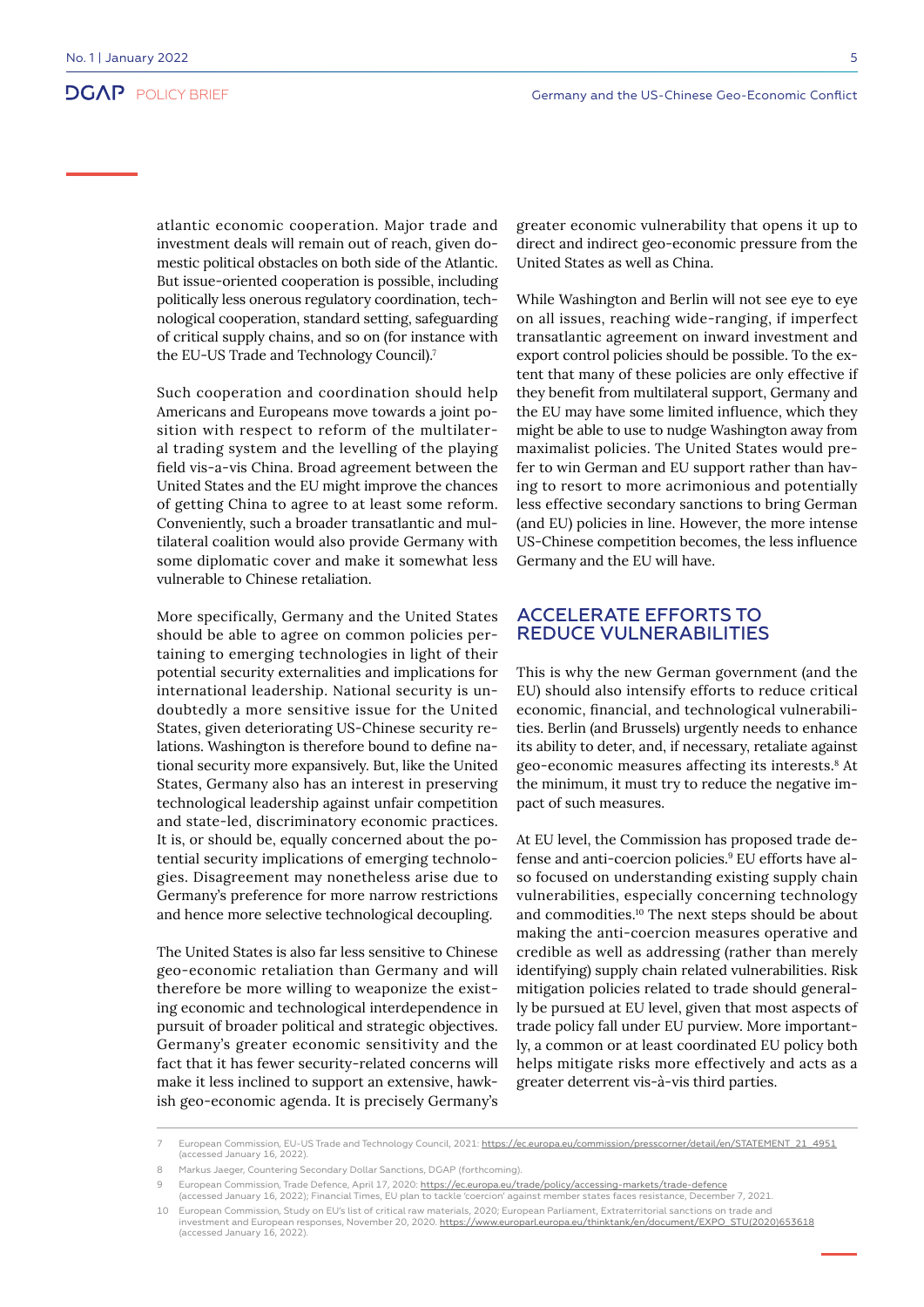atlantic economic cooperation. Major trade and investment deals will remain out of reach, given domestic political obstacles on both side of the Atlantic. But issue-oriented cooperation is possible, including politically less onerous regulatory coordination, technological cooperation, standard setting, safeguarding of critical supply chains, and so on (for instance with the EU-US Trade and Technology Council).[7]

Such cooperation and coordination should help Americans and Europeans move towards a joint position with respect to reform of the multilateral trading system and the levelling of the playing field vis-a-vis China. Broad agreement between the United States and the EU might improve the chances of getting China to agree to at least some reform. Conveniently, such a broader transatlantic and multilateral coalition would also provide Germany with some diplomatic cover and make it somewhat less vulnerable to Chinese retaliation.

More specifically, Germany and the United States should be able to agree on common policies pertaining to emerging technologies in light of their potential security externalities and implications for international leadership. National security is undoubtedly a more sensitive issue for the United States, given deteriorating US-Chinese security relations. Washington is therefore bound to define national security more expansively. But, like the United States, Germany also has an interest in preserving technological leadership against unfair competition and state-led, discriminatory economic practices. It is, or should be, equally concerned about the potential security implications of emerging technologies. Disagreement may nonetheless arise due to Germany's preference for more narrow restrictions and hence more selective technological decoupling.

The United States is also far less sensitive to Chinese geo-economic retaliation than Germany and will therefore be more willing to weaponize the existing economic and technological interdependence in pursuit of broader political and strategic objectives. Germany's greater economic sensitivity and the fact that it has fewer security-related concerns will make it less inclined to support an extensive, hawkish geo-economic agenda. It is precisely Germany's greater economic vulnerability that opens it up to direct and indirect geo-economic pressure from the United States as well as China.

While Washington and Berlin will not see eye to eye on all issues, reaching wide-ranging, if imperfect transatlantic agreement on inward investment and export control policies should be possible. To the extent that many of these policies are only effective if they benefit from multilateral support, Germany and the EU may have some limited influence, which they might be able to use to nudge Washington away from maximalist policies. The United States would prefer to win German and EU support rather than having to resort to more acrimonious and potentially less effective secondary sanctions to bring German (and EU) policies in line. However, the more intense US-Chinese competition becomes, the less influence Germany and the EU will have.

## ACCELERATE EFFORTS TO REDUCE VULNERABILITIES

This is why the new German government (and the EU) should also intensify efforts to reduce critical economic, financial, and technological vulnerabilities. Berlin (and Brussels) urgently needs to enhance its ability to deter, and, if necessary, retaliate against geo-economic measures affecting its interests.[8] At the minimum, it must try to reduce the negative impact of such measures.

At EU level, the Commission has proposed trade defense and anti-coercion policies.[9] EU efforts have also focused on understanding existing supply chain vulnerabilities, especially concerning technology and commodities.[10] The next steps should be about making the anti-coercion measures operative and credible as well as addressing (rather than merely identifying) supply chain related vulnerabilities. Risk mitigation policies related to trade should generally be pursued at EU level, given that most aspects of trade policy fall under EU purview. More importantly, a common or at least coordinated EU policy both helps mitigate risks more effectively and acts as a greater deterrent vis-à-vis third parties.

---

7 European Commission, EU-US Trade and Technology Council, 2021: https://ec.europa.eu/commission/presscorner/detail/en/STATEMENT_21_4951 (accessed January 16, 2022).

8 Markus Jaeger, Countering Secondary Dollar Sanctions, DGAP (forthcoming).

9 European Commission, Trade Defence, April 17, 2020: https://ec.europa.eu/trade/policy/accessing-markets/trade-defence (accessed January 16, 2022); Financial Times, EU plan to tackle 'coercion' against member states faces resistance, December 7, 2021.

10 European Commission, Study on EU's list of critical raw materials, 2020; European Parliament, Extraterritorial sanctions on trade and investment and European responses, November 20, 2020. https://www.europarl.europa.eu/thinktank/en/document/EXPO_STU(2020)653618 (accessed January 16, 2022).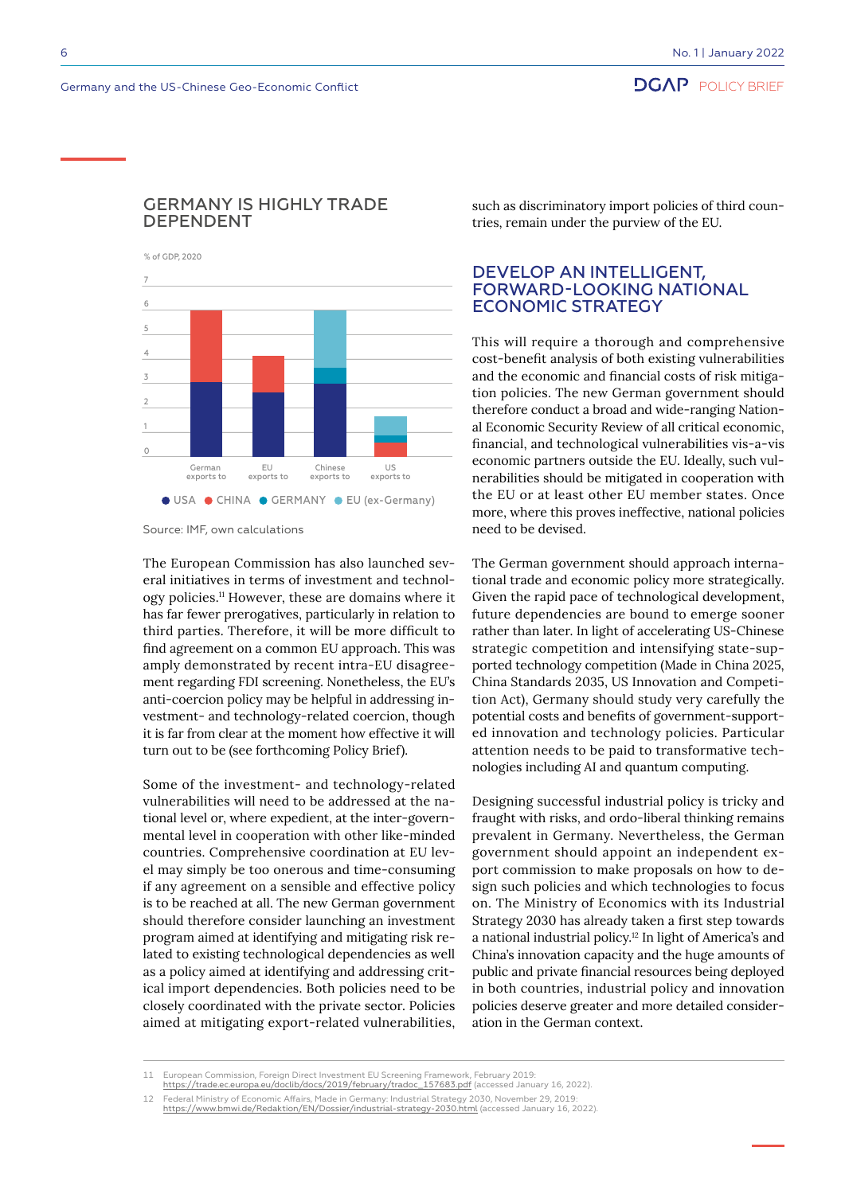## GERMANY IS HIGHLY TRADE DEPENDENT

% of GDP, 2020

Source: IMF, own calculations

The European Commission has also launched several initiatives in terms of investment and technology policies.[11] However, these are domains where it has far fewer prerogatives, particularly in relation to third parties. Therefore, it will be more difficult to find agreement on a common EU approach. This was amply demonstrated by recent intra-EU disagreement regarding FDI screening. Nonetheless, the EU's anti-coercion policy may be helpful in addressing investment- and technology-related coercion, though it is far from clear at the moment how effective it will turn out to be (see forthcoming Policy Brief).

Some of the investment- and technology-related vulnerabilities will need to be addressed at the national level or, where expedient, at the inter-governmental level in cooperation with other like-minded countries. Comprehensive coordination at EU level may simply be too onerous and time-consuming if any agreement on a sensible and effective policy is to be reached at all. The new German government should therefore consider launching an investment program aimed at identifying and mitigating risk related to existing technological dependencies as well as a policy aimed at identifying and addressing critical import dependencies. Both policies need to be closely coordinated with the private sector. Policies aimed at mitigating export-related vulnerabilities, such as discriminatory import policies of third countries, remain under the purview of the EU.

## DEVELOP AN INTELLIGENT, FORWARD-LOOKING NATIONAL ECONOMIC STRATEGY

This will require a thorough and comprehensive cost-benefit analysis of both existing vulnerabilities and the economic and financial costs of risk mitigation policies. The new German government should therefore conduct a broad and wide-ranging National Economic Security Review of all critical economic, financial, and technological vulnerabilities vis-a-vis economic partners outside the EU. Ideally, such vulnerabilities should be mitigated in cooperation with the EU or at least other EU member states. Once more, where this proves ineffective, national policies need to be devised.

The German government should approach international trade and economic policy more strategically. Given the rapid pace of technological development, future dependencies are bound to emerge sooner rather than later. In light of accelerating US-Chinese strategic competition and intensifying state-supported technology competition (Made in China 2025, China Standards 2035, US Innovation and Competition Act), Germany should study very carefully the potential costs and benefits of government-supported innovation and technology policies. Particular attention needs to be paid to transformative technologies including AI and quantum computing.

Designing successful industrial policy is tricky and fraught with risks, and ordo-liberal thinking remains prevalent in Germany. Nevertheless, the German government should appoint an independent expert commission to make proposals on how to design such policies and which technologies to focus on. The Ministry of Economics with its Industrial Strategy 2030 has already taken a first step towards a national industrial policy.[12] In light of America's and China's innovation capacity and the huge amounts of public and private financial resources being deployed in both countries, industrial policy and innovation policies deserve greater and more detailed consideration in the German context.

---

11 European Commission, Foreign Direct Investment EU Screening Framework, February 2019: https://trade.ec.europa.eu/doclib/docs/2019/february/tradoc_157683.pdf (accessed January 16, 2022).

12 Federal Ministry of Economic Affairs, Made in Germany: Industrial Strategy 2030, November 29, 2019: https://www.bmwi.de/Redaktion/EN/Dossier/industrial-strategy-2030.html (accessed January 16, 2022).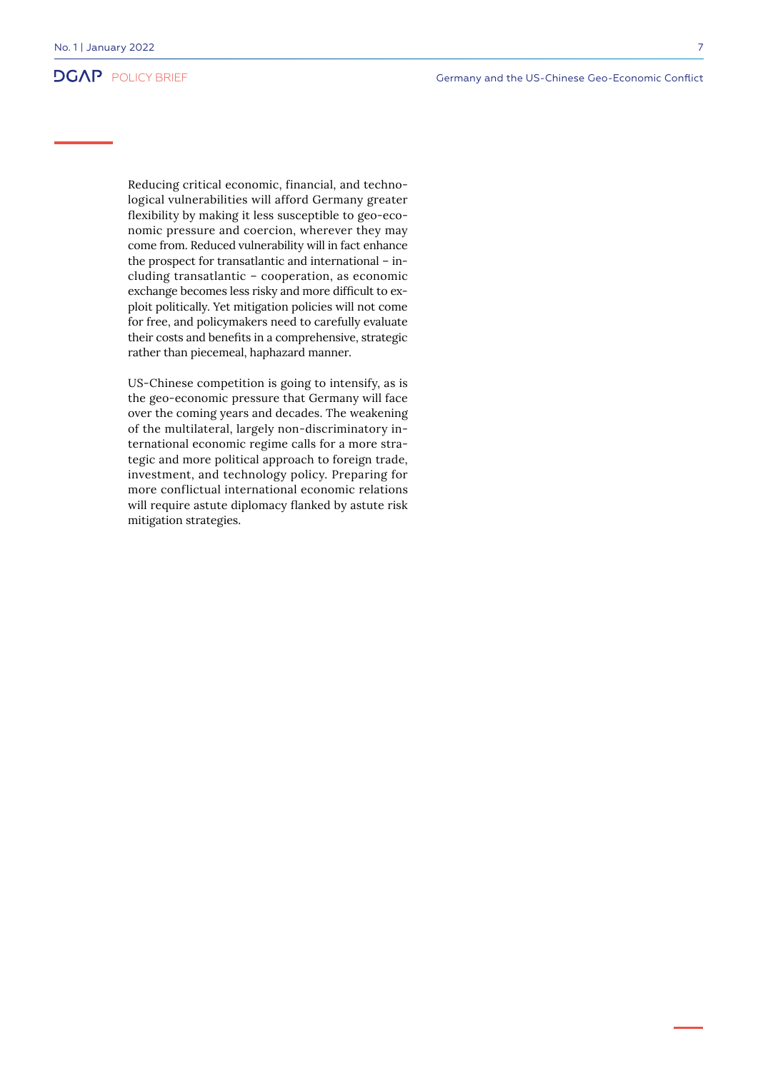Reducing critical economic, financial, and technological vulnerabilities will afford Germany greater flexibility by making it less susceptible to geo-economic pressure and coercion, wherever they may come from. Reduced vulnerability will in fact enhance the prospect for transatlantic and international – including transatlantic – cooperation, as economic exchange becomes less risky and more difficult to exploit politically. Yet mitigation policies will not come for free, and policymakers need to carefully evaluate their costs and benefits in a comprehensive, strategic rather than piecemeal, haphazard manner.

US-Chinese competition is going to intensify, as is the geo-economic pressure that Germany will face over the coming years and decades. The weakening of the multilateral, largely non-discriminatory international economic regime calls for a more strategic and more political approach to foreign trade, investment, and technology policy. Preparing for more conflictual international economic relations will require astute diplomacy flanked by astute risk mitigation strategies.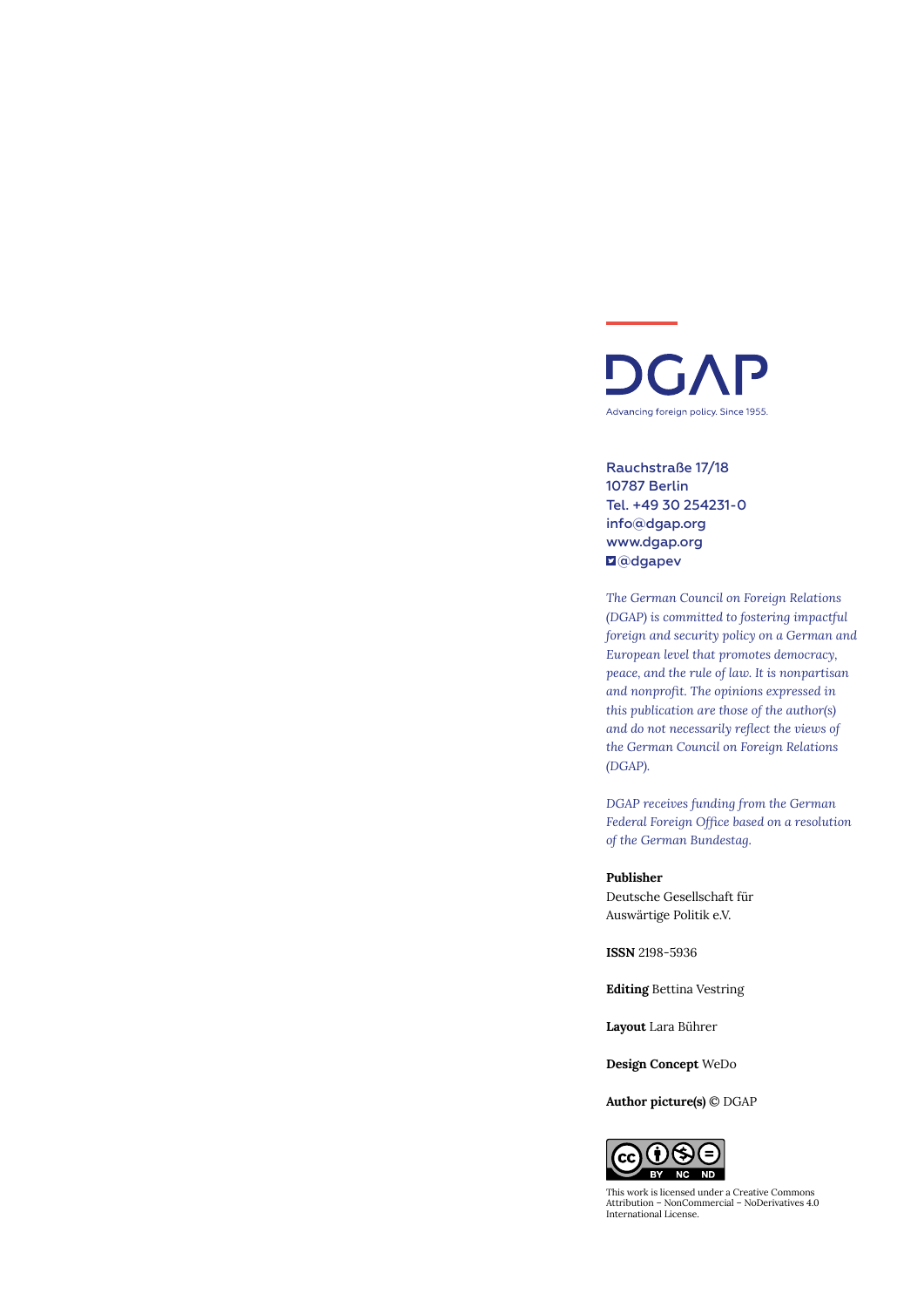DGAP

Advancing foreign policy. Since 1955.

Rauchstraße 17/18
10787 Berlin
Tel. +49 30 254231-0
info@dgap.org
www.dgap.org
@dgapev

*The German Council on Foreign Relations (DGAP) is committed to fostering impactful foreign and security policy on a German and European level that promotes democracy, peace, and the rule of law. It is nonpartisan and nonprofit. The opinions expressed in this publication are those of the author(s) and do not necessarily reflect the views of the German Council on Foreign Relations (DGAP).*

*DGAP receives funding from the German Federal Foreign Office based on a resolution of the German Bundestag.*

**Publisher**
Deutsche Gesellschaft für Auswärtige Politik e.V.

**ISSN** 2198-5936

**Editing** Bettina Vestring

**Layout** Lara Bührer

**Design Concept** WeDo

**Author picture(s)** © DGAP

This work is licensed under a Creative Commons Attribution – NonCommercial – NoDerivatives 4.0 International License.